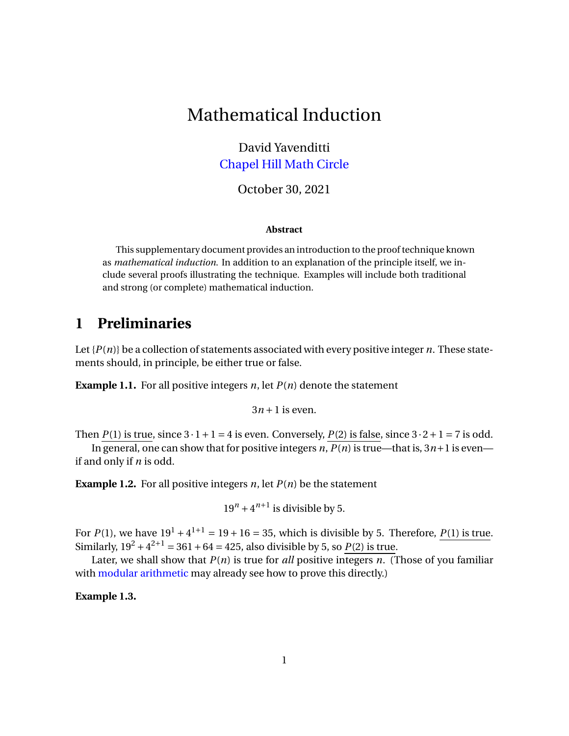# Mathematical Induction

David Yavenditti
Chapel Hill Math Circle

October 30, 2021

**Abstract**

This supplementary document provides an introduction to the proof technique known as *mathematical induction*. In addition to an explanation of the principle itself, we include several proofs illustrating the technique. Examples will include both traditional and strong (or complete) mathematical induction.

## 1 Preliminaries

Let $\{P(n)\}$ be a collection of statements associated with every positive integer $n$. These statements should, in principle, be either true or false.

**Example 1.1.** For all positive integers $n$, let $P(n)$ denote the statement

$$3n+1 \text{ is even.}$$

Then $\underline{P(1) \text{ is true}}$, since $3 \cdot 1 + 1 = 4$ is even. Conversely, $\underline{P(2) \text{ is false}}$, since $3 \cdot 2 + 1 = 7$ is odd.

In general, one can show that for positive integers $n$, $P(n)$ is true—that is, $3n+1$ is even—if and only if $n$ is odd.

**Example 1.2.** For all positive integers $n$, let $P(n)$ be the statement

$$19^n + 4^{n+1} \text{ is divisible by 5.}$$

For $P(1)$, we have $19^1 + 4^{1+1} = 19 + 16 = 35$, which is divisible by 5. Therefore, $\underline{P(1) \text{ is true}}$. Similarly, $19^2 + 4^{2+1} = 361 + 64 = 425$, also divisible by 5, so $\underline{P(2) \text{ is true}}$.

Later, we shall show that $P(n)$ is true for *all* positive integers $n$. (Those of you familiar with modular arithmetic may already see how to prove this directly.)

**Example 1.3.**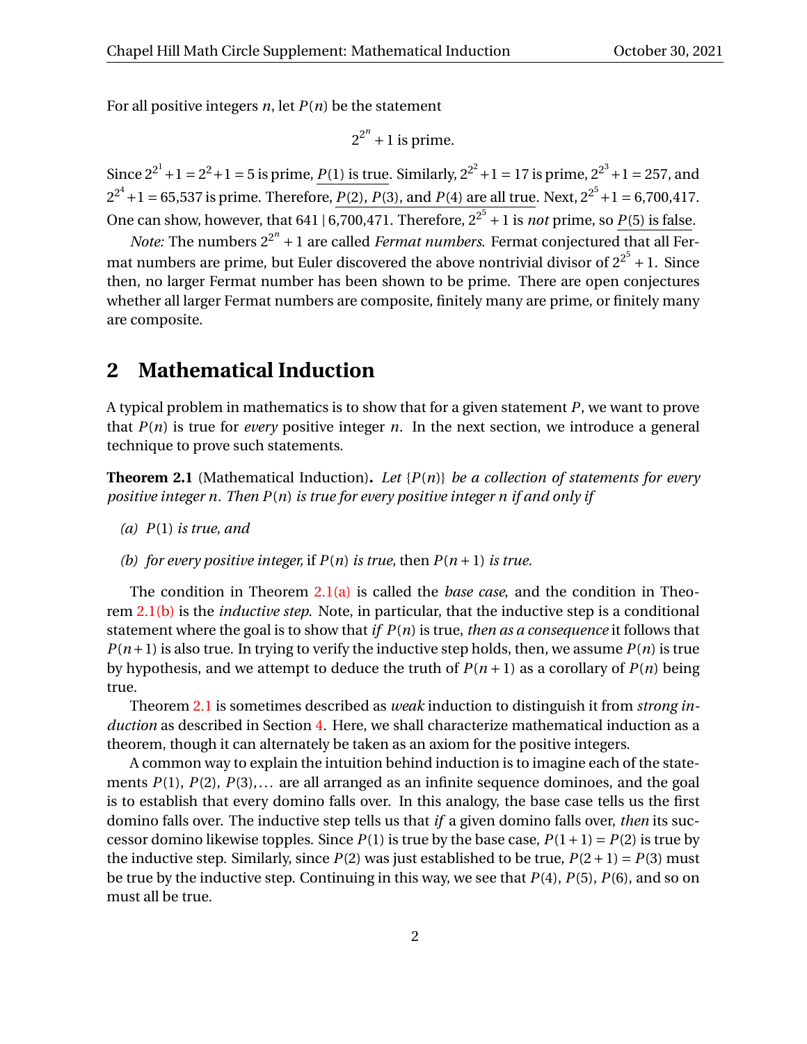For all positive integers $n$, let $P(n)$ be the statement

$$2^{2^n} + 1 \text{ is prime.}$$

Since $2^{2^1} + 1 = 2^2 + 1 = 5$ is prime, <u>$P(1)$ is true</u>. Similarly, $2^{2^2} + 1 = 17$ is prime, $2^{2^3} + 1 = 257$, and $2^{2^4} + 1 = 65{,}537$ is prime. Therefore, <u>$P(2)$, $P(3)$, and $P(4)$ are all true</u>. Next, $2^{2^5} + 1 = 6{,}700{,}417$. One can show, however, that $641 \mid 6{,}700{,}471$. Therefore, $2^{2^5} + 1$ is *not* prime, so <u>$P(5)$ is false</u>.

*Note:* The numbers $2^{2^n} + 1$ are called *Fermat numbers*. Fermat conjectured that all Fermat numbers are prime, but Euler discovered the above nontrivial divisor of $2^{2^5} + 1$. Since then, no larger Fermat number has been shown to be prime. There are open conjectures whether all larger Fermat numbers are composite, finitely many are prime, or finitely many are composite.

## 2 Mathematical Induction

A typical problem in mathematics is to show that for a given statement $P$, we want to prove that $P(n)$ is true for *every* positive integer $n$. In the next section, we introduce a general technique to prove such statements.

**Theorem 2.1** (Mathematical Induction)**.** *Let $\{P(n)\}$ be a collection of statements for every positive integer $n$. Then $P(n)$ is true for every positive integer $n$ if and only if*

*(a) $P(1)$ is true, and*

*(b) for every positive integer,* if *$P(n)$ is true,* then *$P(n+1)$ is true.*

The condition in Theorem 2.1(a) is called the *base case*, and the condition in Theorem 2.1(b) is the *inductive step*. Note, in particular, that the inductive step is a conditional statement where the goal is to show that *if* $P(n)$ is true, *then as a consequence* it follows that $P(n+1)$ is also true. In trying to verify the inductive step holds, then, we assume $P(n)$ is true by hypothesis, and we attempt to deduce the truth of $P(n+1)$ as a corollary of $P(n)$ being true.

Theorem 2.1 is sometimes described as *weak* induction to distinguish it from *strong induction* as described in Section 4. Here, we shall characterize mathematical induction as a theorem, though it can alternately be taken as an axiom for the positive integers.

A common way to explain the intuition behind induction is to imagine each of the statements $P(1)$, $P(2)$, $P(3)$, ... are all arranged as an infinite sequence dominoes, and the goal is to establish that every domino falls over. In this analogy, the base case tells us the first domino falls over. The inductive step tells us that *if* a given domino falls over, *then* its successor domino likewise topples. Since $P(1)$ is true by the base case, $P(1+1) = P(2)$ is true by the inductive step. Similarly, since $P(2)$ was just established to be true, $P(2+1) = P(3)$ must be true by the inductive step. Continuing in this way, we see that $P(4)$, $P(5)$, $P(6)$, and so on must all be true.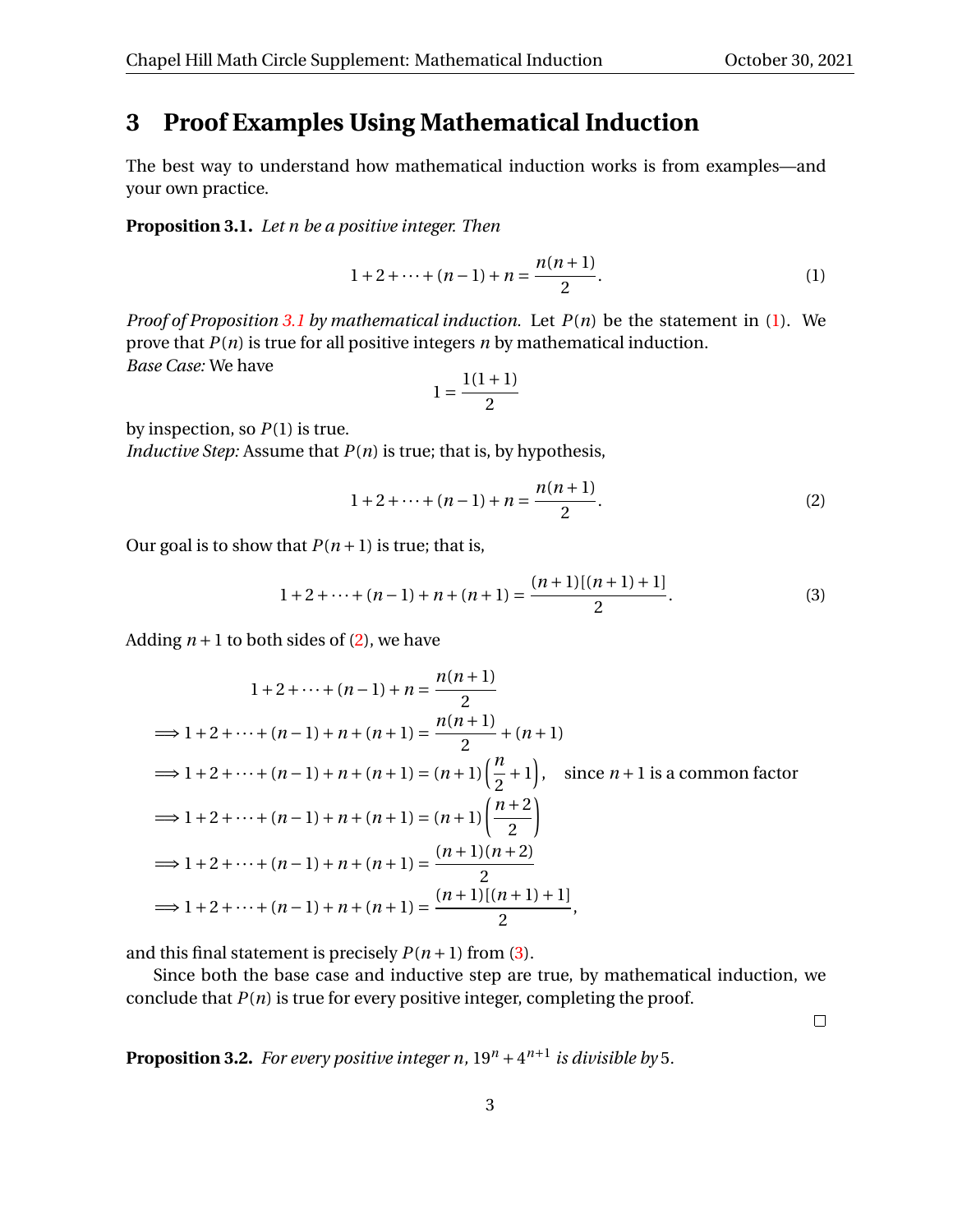## 3 Proof Examples Using Mathematical Induction

The best way to understand how mathematical induction works is from examples—and your own practice.

**Proposition 3.1.** *Let $n$ be a positive integer. Then*

$$1 + 2 + \cdots + (n-1) + n = \frac{n(n+1)}{2}. \tag{1}$$

*Proof of Proposition 3.1 by mathematical induction.* Let $P(n)$ be the statement in (1). We prove that $P(n)$ is true for all positive integers $n$ by mathematical induction.
*Base Case:* We have

$$1 = \frac{1(1+1)}{2}$$

by inspection, so $P(1)$ is true.
*Inductive Step:* Assume that $P(n)$ is true; that is, by hypothesis,

$$1 + 2 + \cdots + (n-1) + n = \frac{n(n+1)}{2}. \tag{2}$$

Our goal is to show that $P(n+1)$ is true; that is,

$$1 + 2 + \cdots + (n-1) + n + (n+1) = \frac{(n+1)[(n+1)+1]}{2}. \tag{3}$$

Adding $n+1$ to both sides of (2), we have

$$\begin{aligned}
& 1 + 2 + \cdots + (n-1) + n = \frac{n(n+1)}{2} \\
\Longrightarrow\ & 1 + 2 + \cdots + (n-1) + n + (n+1) = \frac{n(n+1)}{2} + (n+1) \\
\Longrightarrow\ & 1 + 2 + \cdots + (n-1) + n + (n+1) = (n+1)\left(\frac{n}{2} + 1\right), \quad \text{since } n+1 \text{ is a common factor} \\
\Longrightarrow\ & 1 + 2 + \cdots + (n-1) + n + (n+1) = (n+1)\left(\frac{n+2}{2}\right) \\
\Longrightarrow\ & 1 + 2 + \cdots + (n-1) + n + (n+1) = \frac{(n+1)(n+2)}{2} \\
\Longrightarrow\ & 1 + 2 + \cdots + (n-1) + n + (n+1) = \frac{(n+1)[(n+1)+1]}{2},
\end{aligned}$$

and this final statement is precisely $P(n+1)$ from (3).

Since both the base case and inductive step are true, by mathematical induction, we conclude that $P(n)$ is true for every positive integer, completing the proof.

□

**Proposition 3.2.** *For every positive integer $n$, $19^n + 4^{n+1}$ is divisible by 5.*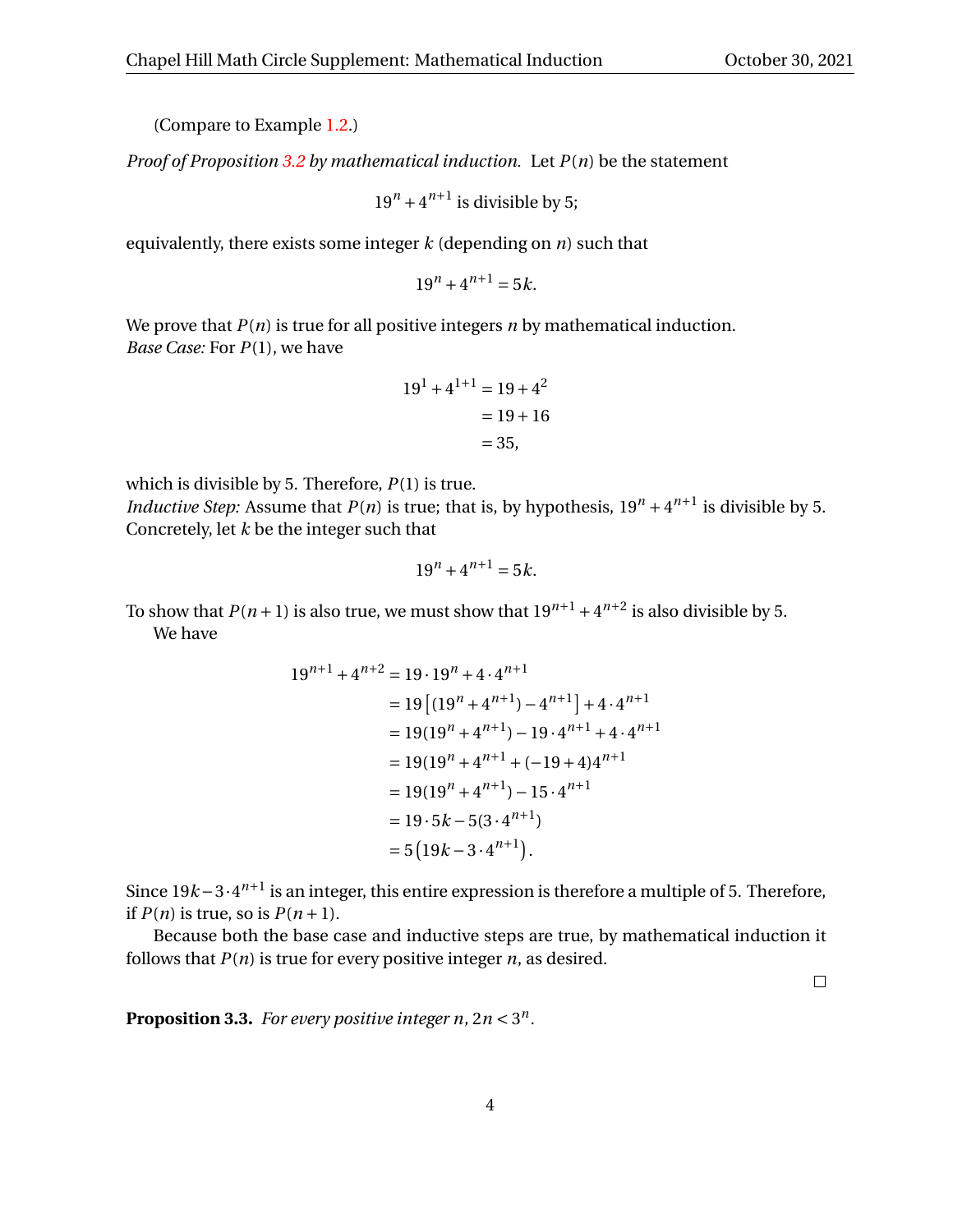(Compare to Example 1.2.)

*Proof of Proposition 3.2 by mathematical induction.* Let $P(n)$ be the statement

$$19^n + 4^{n+1} \text{ is divisible by 5;}$$

equivalently, there exists some integer $k$ (depending on $n$) such that

$$19^n + 4^{n+1} = 5k.$$

We prove that $P(n)$ is true for all positive integers $n$ by mathematical induction.
*Base Case:* For $P(1)$, we have

$$\begin{aligned}
19^1 + 4^{1+1} &= 19 + 4^2 \\
&= 19 + 16 \\
&= 35,
\end{aligned}$$

which is divisible by 5. Therefore, $P(1)$ is true.
*Inductive Step:* Assume that $P(n)$ is true; that is, by hypothesis, $19^n + 4^{n+1}$ is divisible by 5. Concretely, let $k$ be the integer such that

$$19^n + 4^{n+1} = 5k.$$

To show that $P(n+1)$ is also true, we must show that $19^{n+1} + 4^{n+2}$ is also divisible by 5.

We have

$$\begin{aligned}
19^{n+1} + 4^{n+2} &= 19 \cdot 19^n + 4 \cdot 4^{n+1} \\
&= 19\left[(19^n + 4^{n+1}) - 4^{n+1}\right] + 4 \cdot 4^{n+1} \\
&= 19(19^n + 4^{n+1}) - 19 \cdot 4^{n+1} + 4 \cdot 4^{n+1} \\
&= 19(19^n + 4^{n+1} + (-19+4)4^{n+1} \\
&= 19(19^n + 4^{n+1}) - 15 \cdot 4^{n+1} \\
&= 19 \cdot 5k - 5(3 \cdot 4^{n+1}) \\
&= 5\left(19k - 3 \cdot 4^{n+1}\right).
\end{aligned}$$

Since $19k - 3 \cdot 4^{n+1}$ is an integer, this entire expression is therefore a multiple of 5. Therefore, if $P(n)$ is true, so is $P(n+1)$.

Because both the base case and inductive steps are true, by mathematical induction it follows that $P(n)$ is true for every positive integer $n$, as desired.

□

**Proposition 3.3.** *For every positive integer $n$, $2n < 3^n$.*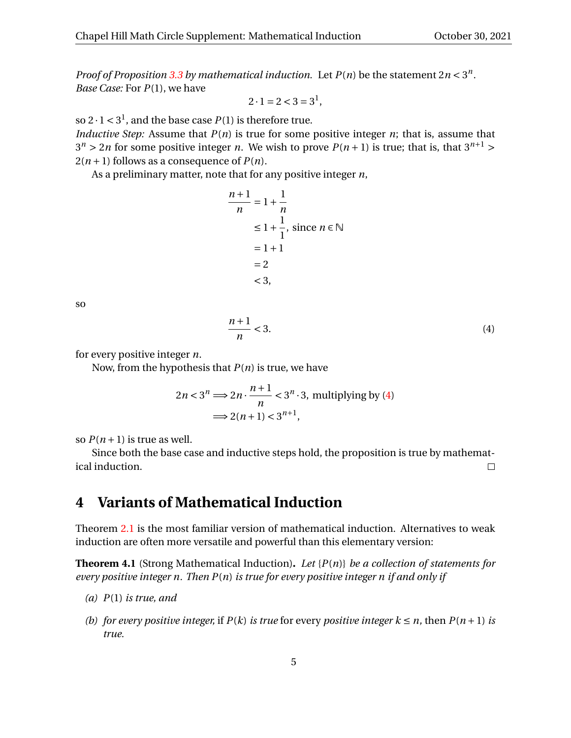*Proof of Proposition 3.3 by mathematical induction.* Let $P(n)$ be the statement $2n < 3^n$.
*Base Case:* For $P(1)$, we have

$$2 \cdot 1 = 2 < 3 = 3^1,$$

so $2 \cdot 1 < 3^1$, and the base case $P(1)$ is therefore true.
*Inductive Step:* Assume that $P(n)$ is true for some positive integer $n$; that is, assume that $3^n > 2n$ for some positive integer $n$. We wish to prove $P(n+1)$ is true; that is, that $3^{n+1} > 2(n+1)$ follows as a consequence of $P(n)$.

As a preliminary matter, note that for any positive integer $n$,

$$\begin{aligned}
\frac{n+1}{n} &= 1 + \frac{1}{n} \\
&\leq 1 + \frac{1}{1}, \text{ since } n \in \mathbb{N} \\
&= 1 + 1 \\
&= 2 \\
&< 3,
\end{aligned}$$

so

$$\frac{n+1}{n} < 3. \tag{4}$$

for every positive integer $n$.

Now, from the hypothesis that $P(n)$ is true, we have

$$\begin{aligned}
2n < 3^n &\implies 2n \cdot \frac{n+1}{n} < 3^n \cdot 3, \text{ multiplying by (4)} \\
&\implies 2(n+1) < 3^{n+1},
\end{aligned}$$

so $P(n+1)$ is true as well.

Since both the base case and inductive steps hold, the proposition is true by mathematical induction. □

## 4 Variants of Mathematical Induction

Theorem 2.1 is the most familiar version of mathematical induction. Alternatives to weak induction are often more versatile and powerful than this elementary version:

**Theorem 4.1** (Strong Mathematical Induction)**.** *Let $\{P(n)\}$ be a collection of statements for every positive integer $n$. Then $P(n)$ is true for every positive integer $n$ if and only if*

*(a) $P(1)$ is true, and*

*(b) for every positive integer,* if *$P(k)$ is true* for every *positive integer $k \leq n$,* then *$P(n+1)$ is true.*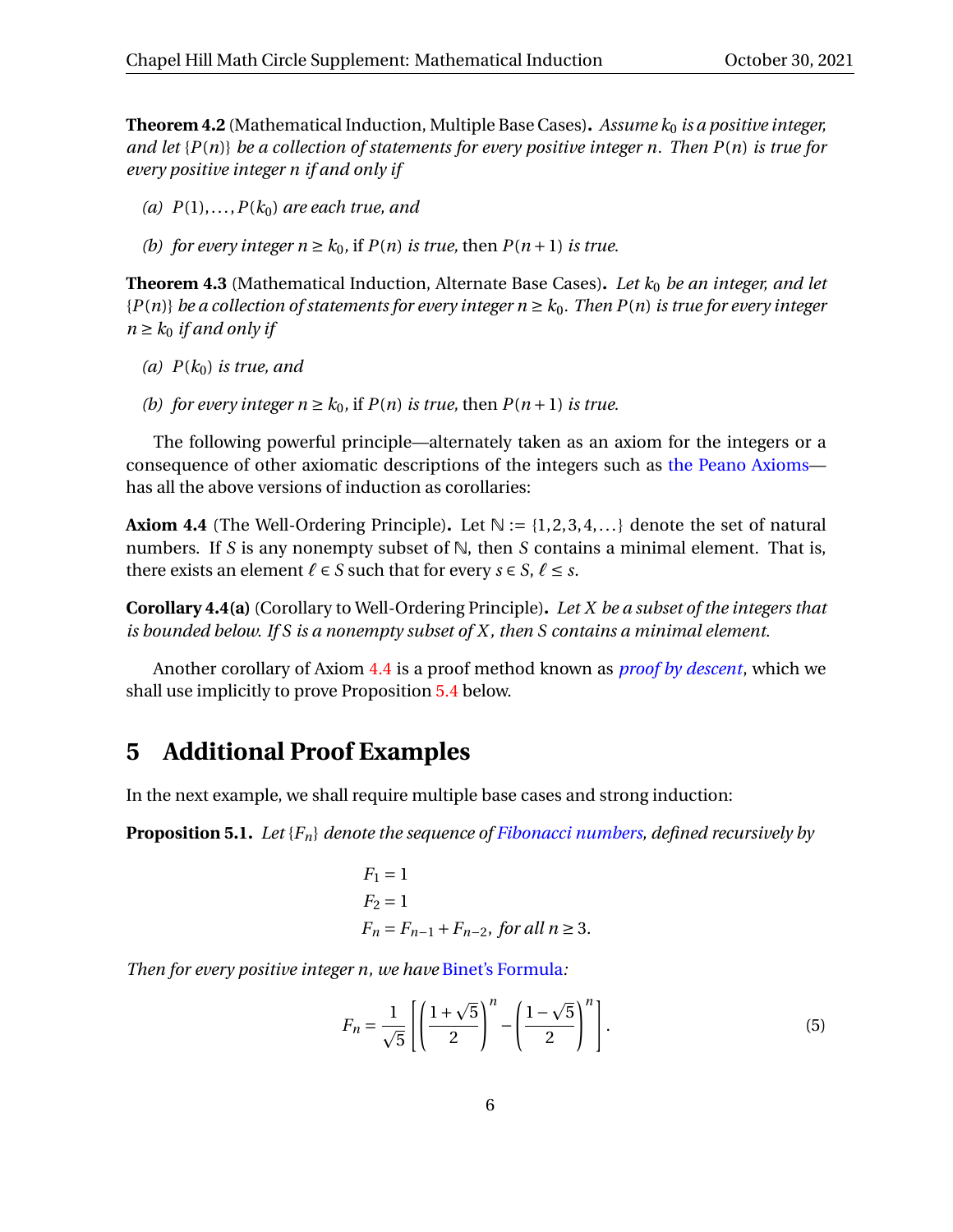**Theorem 4.2** (Mathematical Induction, Multiple Base Cases)**.** *Assume $k_0$ is a positive integer, and let $\{P(n)\}$ be a collection of statements for every positive integer $n$. Then $P(n)$ is true for every positive integer $n$ if and only if*

*(a) $P(1), \ldots, P(k_0)$ are each true, and*

*(b) for every integer $n \geq k_0$,* if *$P(n)$ is true,* then *$P(n+1)$ is true.*

**Theorem 4.3** (Mathematical Induction, Alternate Base Cases)**.** *Let $k_0$ be an integer, and let $\{P(n)\}$ be a collection of statements for every integer $n \geq k_0$. Then $P(n)$ is true for every integer $n \geq k_0$ if and only if*

*(a) $P(k_0)$ is true, and*

*(b) for every integer $n \geq k_0$,* if *$P(n)$ is true,* then *$P(n+1)$ is true.*

The following powerful principle—alternately taken as an axiom for the integers or a consequence of other axiomatic descriptions of the integers such as the Peano Axioms—has all the above versions of induction as corollaries:

**Axiom 4.4** (The Well-Ordering Principle)**.** Let $\mathbb{N} := \{1, 2, 3, 4, \ldots\}$ denote the set of natural numbers. If $S$ is any nonempty subset of $\mathbb{N}$, then $S$ contains a minimal element. That is, there exists an element $\ell \in S$ such that for every $s \in S$, $\ell \leq s$.

**Corollary 4.4(a)** (Corollary to Well-Ordering Principle)**.** *Let $X$ be a subset of the integers that is bounded below. If $S$ is a nonempty subset of $X$, then $S$ contains a minimal element.*

Another corollary of Axiom 4.4 is a proof method known as ***proof by descent***, which we shall use implicitly to prove Proposition 5.4 below.

# 5 Additional Proof Examples

In the next example, we shall require multiple base cases and strong induction:

**Proposition 5.1.** *Let $\{F_n\}$ denote the sequence of Fibonacci numbers, defined recursively by*

$$
\begin{aligned}
F_1 &= 1 \\
F_2 &= 1 \\
F_n &= F_{n-1} + F_{n-2}, \text{ for all } n \geq 3.
\end{aligned}
$$

*Then for every positive integer $n$, we have* Binet's Formula*:*

$$
F_n = \frac{1}{\sqrt{5}} \left[ \left( \frac{1+\sqrt{5}}{2} \right)^n - \left( \frac{1-\sqrt{5}}{2} \right)^n \right]. \tag{5}
$$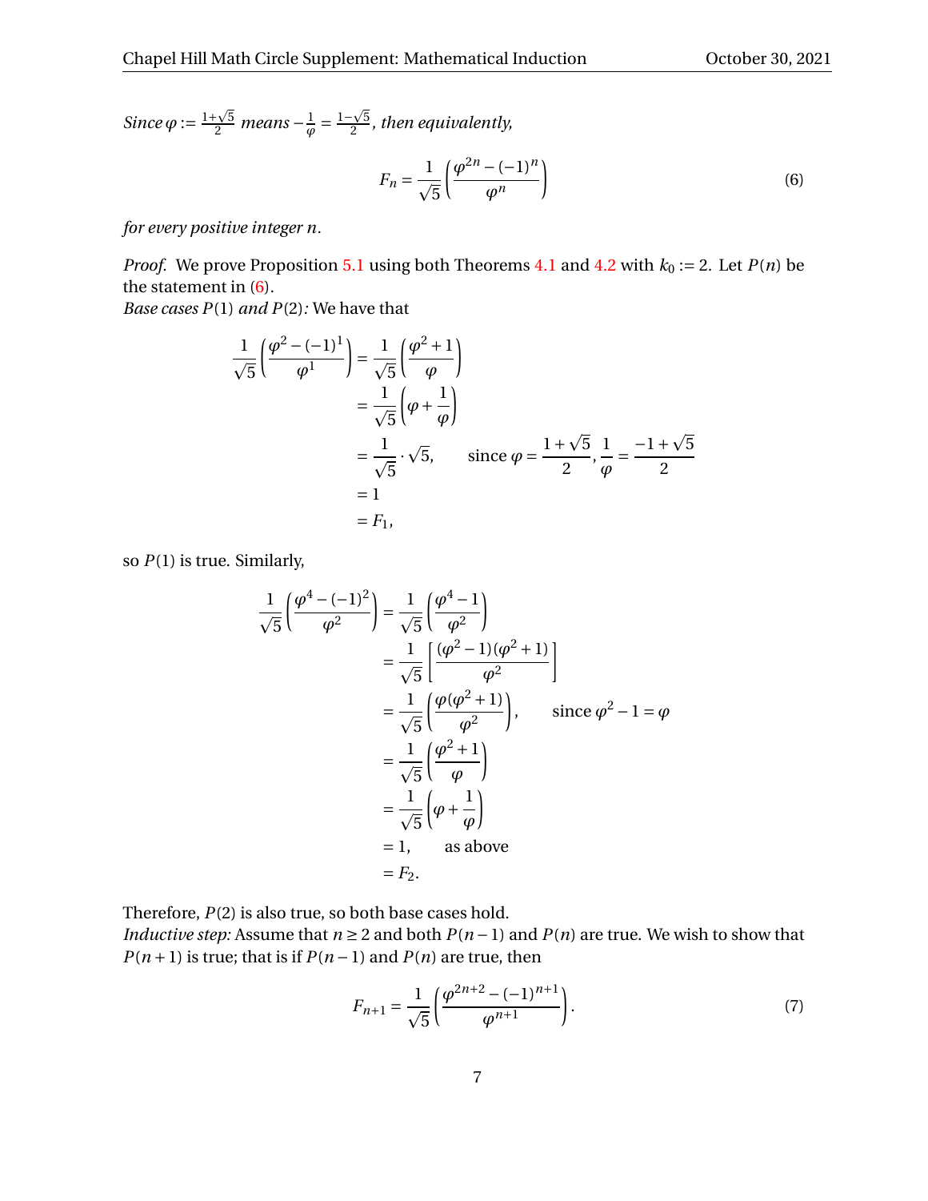*Since $\varphi := \frac{1+\sqrt{5}}{2}$ means $-\frac{1}{\varphi} = \frac{1-\sqrt{5}}{2}$, then equivalently,*

$$F_n = \frac{1}{\sqrt{5}}\left(\frac{\varphi^{2n} - (-1)^n}{\varphi^n}\right) \tag{6}$$

*for every positive integer $n$.*

*Proof.* We prove Proposition 5.1 using both Theorems 4.1 and 4.2 with $k_0 := 2$. Let $P(n)$ be the statement in (6).
*Base cases $P(1)$ and $P(2)$:* We have that

$$\begin{aligned}
\frac{1}{\sqrt{5}}\left(\frac{\varphi^2 - (-1)^1}{\varphi^1}\right) &= \frac{1}{\sqrt{5}}\left(\frac{\varphi^2 + 1}{\varphi}\right) \\
&= \frac{1}{\sqrt{5}}\left(\varphi + \frac{1}{\varphi}\right) \\
&= \frac{1}{\sqrt{5}} \cdot \sqrt{5}, \qquad \text{since } \varphi = \frac{1+\sqrt{5}}{2}, \frac{1}{\varphi} = \frac{-1+\sqrt{5}}{2} \\
&= 1 \\
&= F_1,
\end{aligned}$$

so $P(1)$ is true. Similarly,

$$\begin{aligned}
\frac{1}{\sqrt{5}}\left(\frac{\varphi^4 - (-1)^2}{\varphi^2}\right) &= \frac{1}{\sqrt{5}}\left(\frac{\varphi^4 - 1}{\varphi^2}\right) \\
&= \frac{1}{\sqrt{5}}\left[\frac{(\varphi^2 - 1)(\varphi^2 + 1)}{\varphi^2}\right] \\
&= \frac{1}{\sqrt{5}}\left(\frac{\varphi(\varphi^2 + 1)}{\varphi^2}\right), \qquad \text{since } \varphi^2 - 1 = \varphi \\
&= \frac{1}{\sqrt{5}}\left(\frac{\varphi^2 + 1}{\varphi}\right) \\
&= \frac{1}{\sqrt{5}}\left(\varphi + \frac{1}{\varphi}\right) \\
&= 1, \qquad \text{as above} \\
&= F_2.
\end{aligned}$$

Therefore, $P(2)$ is also true, so both base cases hold.
*Inductive step:* Assume that $n \geq 2$ and both $P(n-1)$ and $P(n)$ are true. We wish to show that $P(n+1)$ is true; that is if $P(n-1)$ and $P(n)$ are true, then

$$F_{n+1} = \frac{1}{\sqrt{5}}\left(\frac{\varphi^{2n+2} - (-1)^{n+1}}{\varphi^{n+1}}\right). \tag{7}$$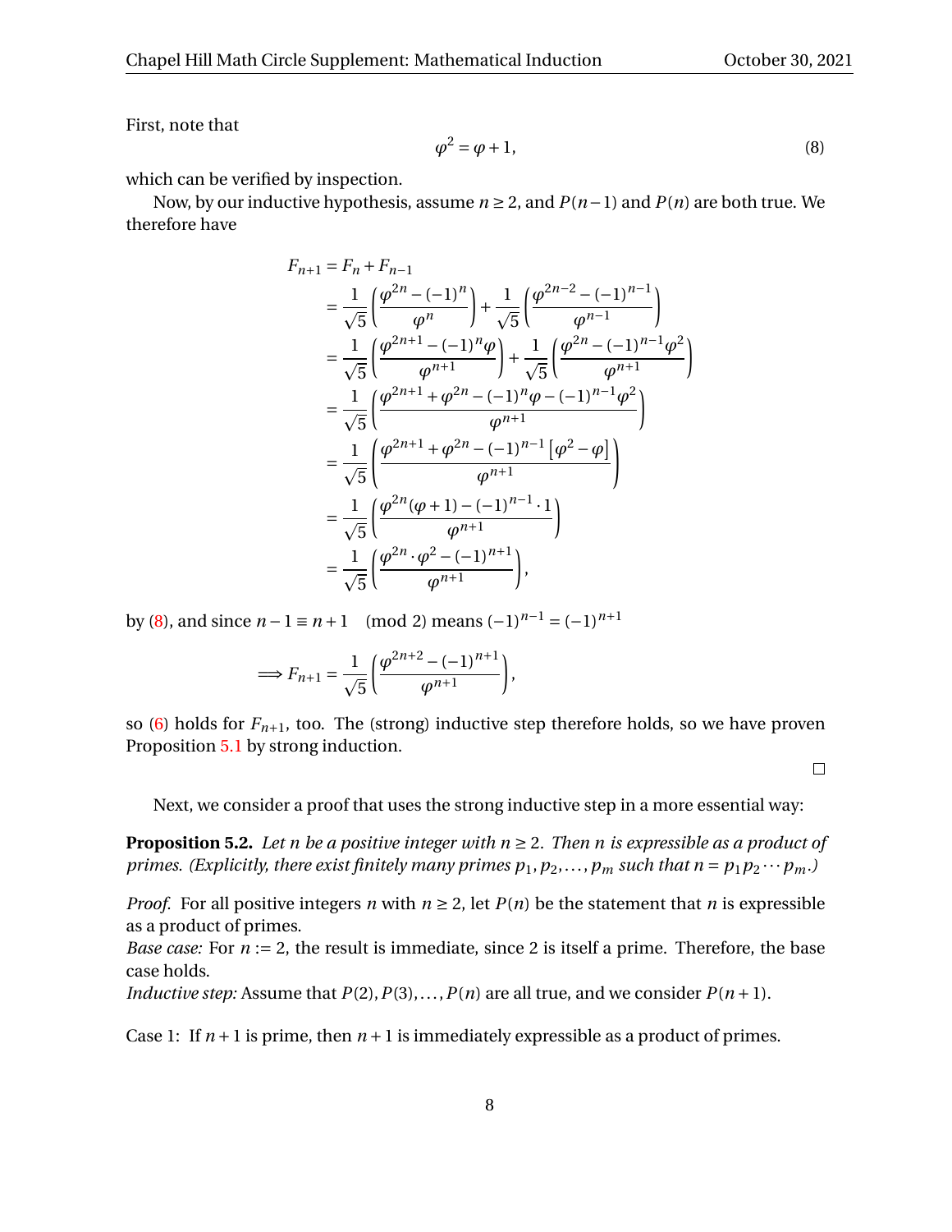First, note that

$$\varphi^2 = \varphi + 1, \tag{8}$$

which can be verified by inspection.

Now, by our inductive hypothesis, assume $n \geq 2$, and $P(n-1)$ and $P(n)$ are both true. We therefore have

$$\begin{aligned}
F_{n+1} &= F_n + F_{n-1} \\
&= \frac{1}{\sqrt{5}}\left(\frac{\varphi^{2n} - (-1)^n}{\varphi^n}\right) + \frac{1}{\sqrt{5}}\left(\frac{\varphi^{2n-2} - (-1)^{n-1}}{\varphi^{n-1}}\right) \\
&= \frac{1}{\sqrt{5}}\left(\frac{\varphi^{2n+1} - (-1)^n\varphi}{\varphi^{n+1}}\right) + \frac{1}{\sqrt{5}}\left(\frac{\varphi^{2n} - (-1)^{n-1}\varphi^2}{\varphi^{n+1}}\right) \\
&= \frac{1}{\sqrt{5}}\left(\frac{\varphi^{2n+1} + \varphi^{2n} - (-1)^n\varphi - (-1)^{n-1}\varphi^2}{\varphi^{n+1}}\right) \\
&= \frac{1}{\sqrt{5}}\left(\frac{\varphi^{2n+1} + \varphi^{2n} - (-1)^{n-1}\left[\varphi^2 - \varphi\right]}{\varphi^{n+1}}\right) \\
&= \frac{1}{\sqrt{5}}\left(\frac{\varphi^{2n}(\varphi+1) - (-1)^{n-1} \cdot 1}{\varphi^{n+1}}\right) \\
&= \frac{1}{\sqrt{5}}\left(\frac{\varphi^{2n} \cdot \varphi^2 - (-1)^{n+1}}{\varphi^{n+1}}\right),
\end{aligned}$$

by (8), and since $n - 1 \equiv n + 1 \pmod 2$ means $(-1)^{n-1} = (-1)^{n+1}$

$$\Longrightarrow F_{n+1} = \frac{1}{\sqrt{5}}\left(\frac{\varphi^{2n+2} - (-1)^{n+1}}{\varphi^{n+1}}\right),$$

so (6) holds for $F_{n+1}$, too. The (strong) inductive step therefore holds, so we have proven Proposition 5.1 by strong induction.

□

Next, we consider a proof that uses the strong inductive step in a more essential way:

**Proposition 5.2.** *Let $n$ be a positive integer with $n \geq 2$. Then $n$ is expressible as a product of primes. (Explicitly, there exist finitely many primes $p_1, p_2, \ldots, p_m$ such that $n = p_1 p_2 \cdots p_m$.)*

*Proof.* For all positive integers $n$ with $n \geq 2$, let $P(n)$ be the statement that $n$ is expressible as a product of primes.

*Base case:* For $n := 2$, the result is immediate, since 2 is itself a prime. Therefore, the base case holds.

*Inductive step:* Assume that $P(2), P(3), \ldots, P(n)$ are all true, and we consider $P(n+1)$.

Case 1: If $n+1$ is prime, then $n+1$ is immediately expressible as a product of primes.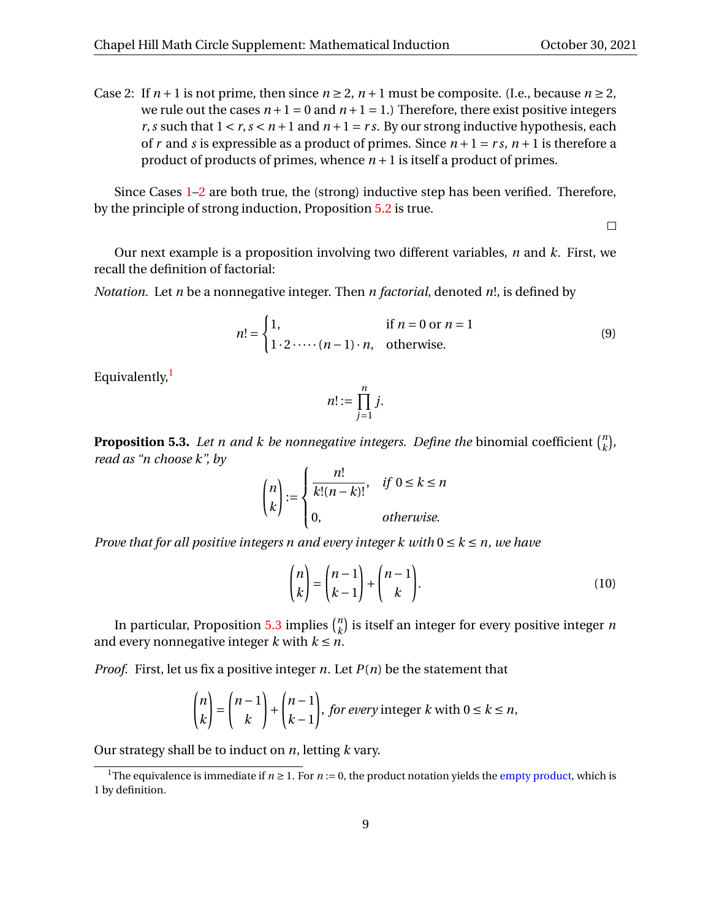Case 2: If $n+1$ is not prime, then since $n \geq 2$, $n+1$ must be composite. (I.e., because $n \geq 2$, we rule out the cases $n+1=0$ and $n+1=1$.) Therefore, there exist positive integers $r, s$ such that $1 < r, s < n+1$ and $n+1 = rs$. By our strong inductive hypothesis, each of $r$ and $s$ is expressible as a product of primes. Since $n+1 = rs$, $n+1$ is therefore a product of products of primes, whence $n+1$ is itself a product of primes.

Since Cases 1–2 are both true, the (strong) inductive step has been verified. Therefore, by the principle of strong induction, Proposition 5.2 is true.

□

Our next example is a proposition involving two different variables, $n$ and $k$. First, we recall the definition of factorial:

*Notation.* Let $n$ be a nonnegative integer. Then $n$ *factorial*, denoted $n!$, is defined by

$$n! = \begin{cases} 1, & \text{if } n = 0 \text{ or } n = 1 \\ 1 \cdot 2 \cdot \cdots \cdot (n-1) \cdot n, & \text{otherwise.} \end{cases} \tag{9}$$

Equivalently,[1]

$$n! := \prod_{j=1}^{n} j.$$

**Proposition 5.3.** *Let $n$ and $k$ be nonnegative integers. Define the* binomial coefficient $\binom{n}{k}$, *read as "n choose k", by*

$$\binom{n}{k} := \begin{cases} \dfrac{n!}{k!(n-k)!}, & \text{if } 0 \leq k \leq n \\ 0, & \text{otherwise.} \end{cases}$$

*Prove that for all positive integers $n$ and every integer $k$ with $0 \leq k \leq n$, we have*

$$\binom{n}{k} = \binom{n-1}{k-1} + \binom{n-1}{k}. \tag{10}$$

In particular, Proposition 5.3 implies $\binom{n}{k}$ is itself an integer for every positive integer $n$ and every nonnegative integer $k$ with $k \leq n$.

*Proof.* First, let us fix a positive integer $n$. Let $P(n)$ be the statement that

$$\binom{n}{k} = \binom{n-1}{k} + \binom{n-1}{k-1}, \textit{ for every } \text{integer } k \text{ with } 0 \leq k \leq n,$$

Our strategy shall be to induct on $n$, letting $k$ vary.

[1] The equivalence is immediate if $n \geq 1$. For $n := 0$, the product notation yields the empty product, which is 1 by definition.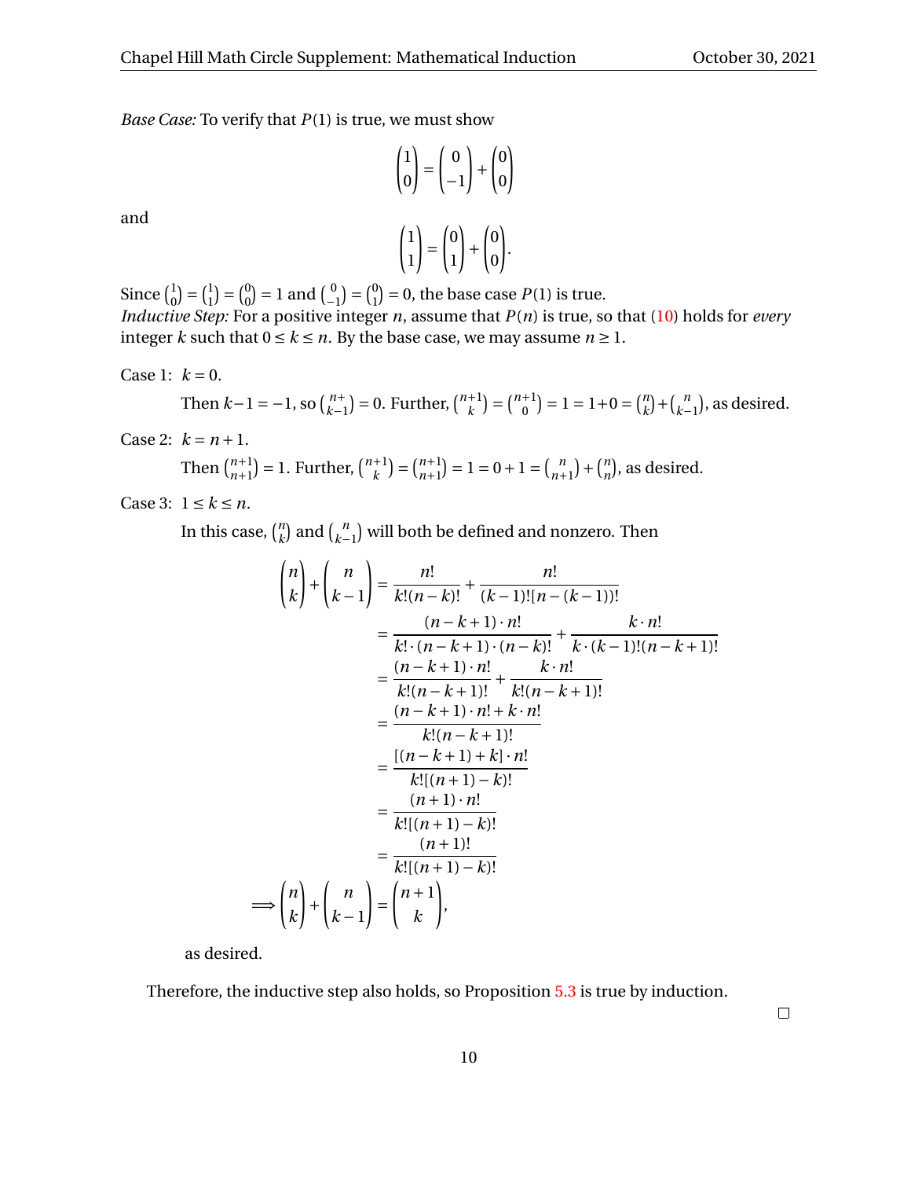*Base Case:* To verify that $P(1)$ is true, we must show

$$\binom{1}{0} = \binom{0}{-1} + \binom{0}{0}$$

and

$$\binom{1}{1} = \binom{0}{1} + \binom{0}{0}.$$

Since $\binom{1}{0} = \binom{1}{1} = \binom{0}{0} = 1$ and $\binom{0}{-1} = \binom{0}{1} = 0$, the base case $P(1)$ is true.
*Inductive Step:* For a positive integer $n$, assume that $P(n)$ is true, so that (10) holds for *every* integer $k$ such that $0 \le k \le n$. By the base case, we may assume $n \ge 1$.

Case 1: $k = 0$.

Then $k-1 = -1$, so $\binom{n+}{k-1} = 0$. Further, $\binom{n+1}{k} = \binom{n+1}{0} = 1 = 1+0 = \binom{n}{k} + \binom{n}{k-1}$, as desired.

Case 2: $k = n+1$.

Then $\binom{n+1}{n+1} = 1$. Further, $\binom{n+1}{k} = \binom{n+1}{n+1} = 1 = 0+1 = \binom{n}{n+1} + \binom{n}{n}$, as desired.

Case 3: $1 \le k \le n$.

In this case, $\binom{n}{k}$ and $\binom{n}{k-1}$ will both be defined and nonzero. Then

$$\begin{aligned}
\binom{n}{k} + \binom{n}{k-1} &= \frac{n!}{k!(n-k)!} + \frac{n!}{(k-1)![n-(k-1)]!} \\
&= \frac{(n-k+1)\cdot n!}{k!\cdot(n-k+1)\cdot(n-k)!} + \frac{k\cdot n!}{k\cdot(k-1)!(n-k+1)!} \\
&= \frac{(n-k+1)\cdot n!}{k!(n-k+1)!} + \frac{k\cdot n!}{k!(n-k+1)!} \\
&= \frac{(n-k+1)\cdot n! + k\cdot n!}{k!(n-k+1)!} \\
&= \frac{[(n-k+1)+k]\cdot n!}{k![(n+1)-k]!} \\
&= \frac{(n+1)\cdot n!}{k![(n+1)-k]!} \\
&= \frac{(n+1)!}{k![(n+1)-k]!} \\
\implies \binom{n}{k} + \binom{n}{k-1} &= \binom{n+1}{k},
\end{aligned}$$

as desired.

Therefore, the inductive step also holds, so Proposition 5.3 is true by induction.

□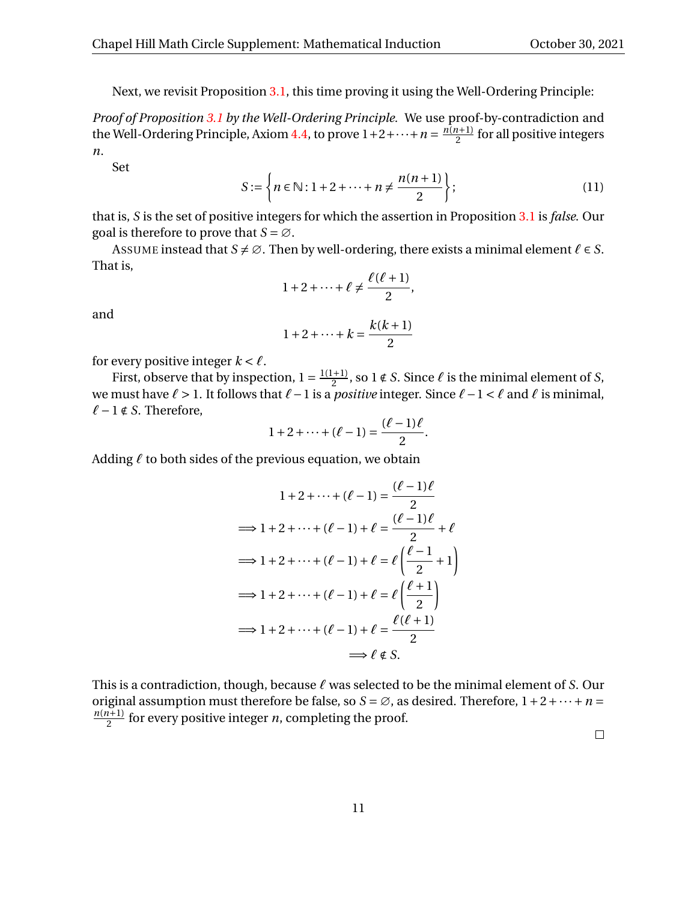Next, we revisit Proposition 3.1, this time proving it using the Well-Ordering Principle:

*Proof of Proposition 3.1 by the Well-Ordering Principle.* We use proof-by-contradiction and the Well-Ordering Principle, Axiom 4.4, to prove $1+2+\cdots+n = \frac{n(n+1)}{2}$ for all positive integers $n$.

Set

$$S := \left\{ n \in \mathbb{N} : 1+2+\cdots+n \neq \frac{n(n+1)}{2} \right\}; \tag{11}$$

that is, $S$ is the set of positive integers for which the assertion in Proposition 3.1 is *false*. Our goal is therefore to prove that $S = \varnothing$.

ASSUME instead that $S \neq \varnothing$. Then by well-ordering, there exists a minimal element $\ell \in S$. That is,

$$1+2+\cdots+\ell \neq \frac{\ell(\ell+1)}{2},$$

and

$$1+2+\cdots+k = \frac{k(k+1)}{2}$$

for every positive integer $k < \ell$.

First, observe that by inspection, $1 = \frac{1(1+1)}{2}$, so $1 \notin S$. Since $\ell$ is the minimal element of $S$, we must have $\ell > 1$. It follows that $\ell - 1$ is a *positive* integer. Since $\ell - 1 < \ell$ and $\ell$ is minimal, $\ell - 1 \notin S$. Therefore,

$$1+2+\cdots+(\ell-1) = \frac{(\ell-1)\ell}{2}.$$

Adding $\ell$ to both sides of the previous equation, we obtain

$$\begin{aligned}
1+2+\cdots+(\ell-1) &= \frac{(\ell-1)\ell}{2} \\
\implies 1+2+\cdots+(\ell-1)+\ell &= \frac{(\ell-1)\ell}{2} + \ell \\
\implies 1+2+\cdots+(\ell-1)+\ell &= \ell\left(\frac{\ell-1}{2}+1\right) \\
\implies 1+2+\cdots+(\ell-1)+\ell &= \ell\left(\frac{\ell+1}{2}\right) \\
\implies 1+2+\cdots+(\ell-1)+\ell &= \frac{\ell(\ell+1)}{2} \\
&\implies \ell \notin S.
\end{aligned}$$

This is a contradiction, though, because $\ell$ was selected to be the minimal element of $S$. Our original assumption must therefore be false, so $S = \varnothing$, as desired. Therefore, $1+2+\cdots+n = \frac{n(n+1)}{2}$ for every positive integer $n$, completing the proof.

□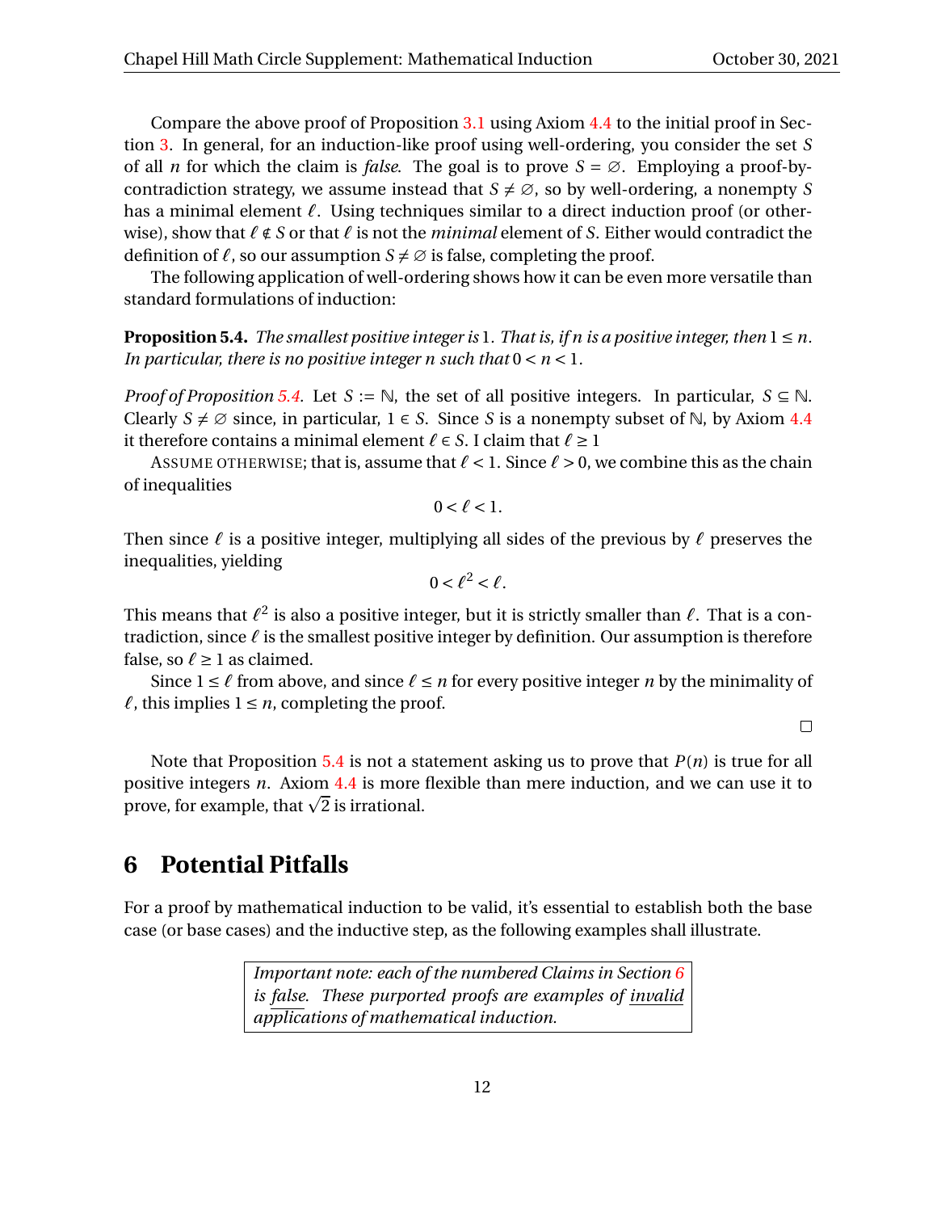Compare the above proof of Proposition 3.1 using Axiom 4.4 to the initial proof in Section 3. In general, for an induction-like proof using well-ordering, you consider the set $S$ of all $n$ for which the claim is *false*. The goal is to prove $S = \varnothing$. Employing a proof-by-contradiction strategy, we assume instead that $S \neq \varnothing$, so by well-ordering, a nonempty $S$ has a minimal element $\ell$. Using techniques similar to a direct induction proof (or otherwise), show that $\ell \notin S$ or that $\ell$ is not the *minimal* element of $S$. Either would contradict the definition of $\ell$, so our assumption $S \neq \varnothing$ is false, completing the proof.

The following application of well-ordering shows how it can be even more versatile than standard formulations of induction:

**Proposition 5.4.** *The smallest positive integer is* $1$. *That is, if $n$ is a positive integer, then* $1 \leq n$. *In particular, there is no positive integer $n$ such that* $0 < n < 1$.

*Proof of Proposition 5.4.* Let $S := \mathbb{N}$, the set of all positive integers. In particular, $S \subseteq \mathbb{N}$. Clearly $S \neq \varnothing$ since, in particular, $1 \in S$. Since $S$ is a nonempty subset of $\mathbb{N}$, by Axiom 4.4 it therefore contains a minimal element $\ell \in S$. I claim that $\ell \geq 1$

ASSUME OTHERWISE; that is, assume that $\ell < 1$. Since $\ell > 0$, we combine this as the chain of inequalities

$$0 < \ell < 1.$$

Then since $\ell$ is a positive integer, multiplying all sides of the previous by $\ell$ preserves the inequalities, yielding

$$0 < \ell^2 < \ell.$$

This means that $\ell^2$ is also a positive integer, but it is strictly smaller than $\ell$. That is a contradiction, since $\ell$ is the smallest positive integer by definition. Our assumption is therefore false, so $\ell \geq 1$ as claimed.

Since $1 \leq \ell$ from above, and since $\ell \leq n$ for every positive integer $n$ by the minimality of $\ell$, this implies $1 \leq n$, completing the proof.

□

Note that Proposition 5.4 is not a statement asking us to prove that $P(n)$ is true for all positive integers $n$. Axiom 4.4 is more flexible than mere induction, and we can use it to prove, for example, that $\sqrt{2}$ is irrational.

## 6 Potential Pitfalls

For a proof by mathematical induction to be valid, it's essential to establish both the base case (or base cases) and the inductive step, as the following examples shall illustrate.

> *Important note: each of the numbered Claims in Section 6 is false. These purported proofs are examples of invalid applications of mathematical induction.*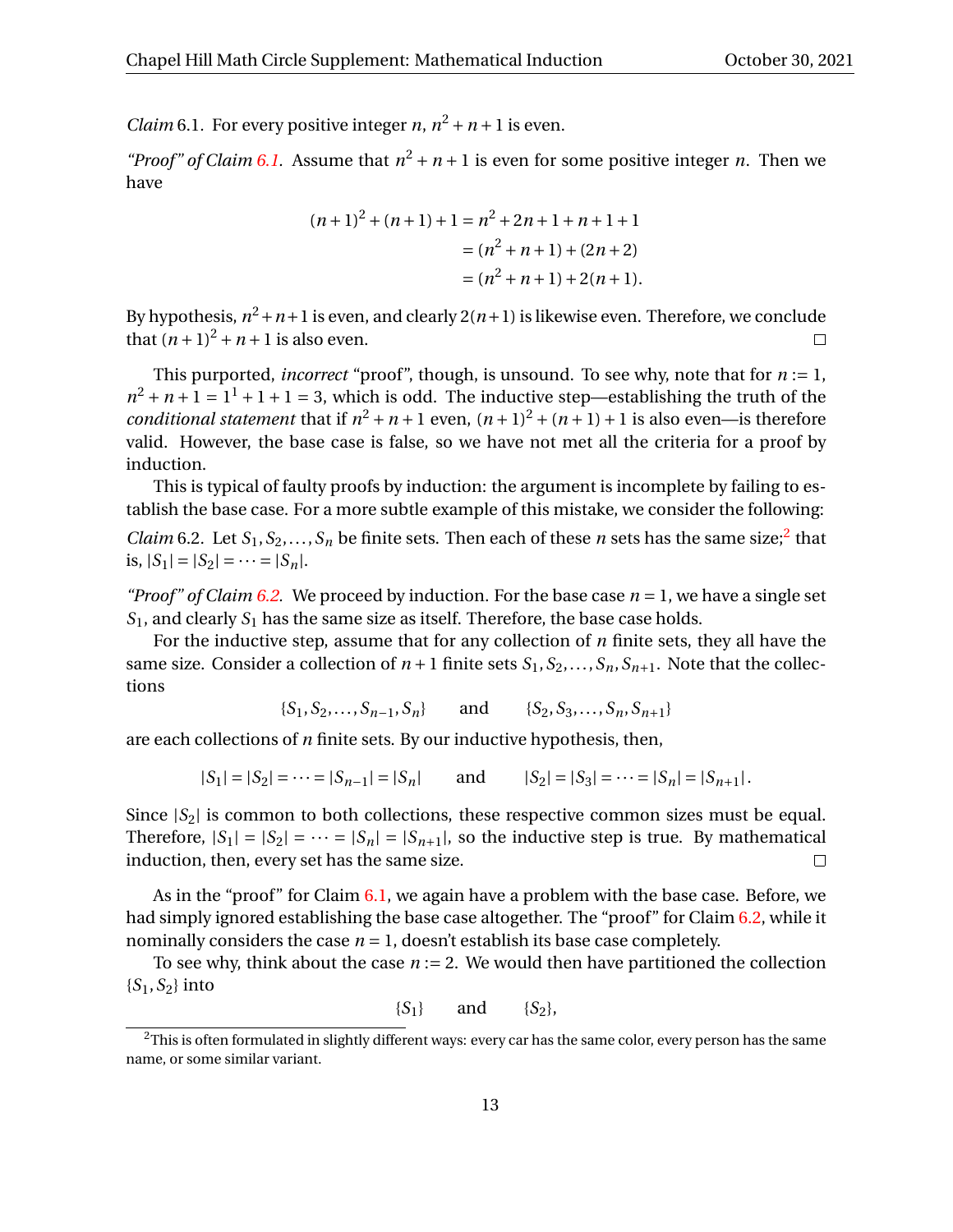*Claim* 6.1. For every positive integer $n$, $n^2 + n + 1$ is even.

*"Proof" of Claim 6.1.* Assume that $n^2 + n + 1$ is even for some positive integer $n$. Then we have

$$\begin{aligned}(n+1)^2 + (n+1) + 1 &= n^2 + 2n + 1 + n + 1 + 1 \\ &= (n^2 + n + 1) + (2n + 2) \\ &= (n^2 + n + 1) + 2(n+1).\end{aligned}$$

By hypothesis, $n^2 + n + 1$ is even, and clearly $2(n+1)$ is likewise even. Therefore, we conclude that $(n+1)^2 + n + 1$ is also even. □

This purported, *incorrect* "proof", though, is unsound. To see why, note that for $n := 1$, $n^2 + n + 1 = 1^1 + 1 + 1 = 3$, which is odd. The inductive step—establishing the truth of the *conditional statement* that if $n^2 + n + 1$ even, $(n+1)^2 + (n+1) + 1$ is also even—is therefore valid. However, the base case is false, so we have not met all the criteria for a proof by induction.

This is typical of faulty proofs by induction: the argument is incomplete by failing to establish the base case. For a more subtle example of this mistake, we consider the following:

*Claim* 6.2. Let $S_1, S_2, \ldots, S_n$ be finite sets. Then each of these $n$ sets has the same size;[2] that is, $|S_1| = |S_2| = \cdots = |S_n|$.

*"Proof" of Claim 6.2.* We proceed by induction. For the base case $n = 1$, we have a single set $S_1$, and clearly $S_1$ has the same size as itself. Therefore, the base case holds.

For the inductive step, assume that for any collection of $n$ finite sets, they all have the same size. Consider a collection of $n+1$ finite sets $S_1, S_2, \ldots, S_n, S_{n+1}$. Note that the collections

$$\{S_1, S_2, \ldots, S_{n-1}, S_n\} \qquad \text{and} \qquad \{S_2, S_3, \ldots, S_n, S_{n+1}\}$$

are each collections of $n$ finite sets. By our inductive hypothesis, then,

$$|S_1| = |S_2| = \cdots = |S_{n-1}| = |S_n| \qquad \text{and} \qquad |S_2| = |S_3| = \cdots = |S_n| = |S_{n+1}|.$$

Since $|S_2|$ is common to both collections, these respective common sizes must be equal. Therefore, $|S_1| = |S_2| = \cdots = |S_n| = |S_{n+1}|$, so the inductive step is true. By mathematical induction, then, every set has the same size. □

As in the "proof" for Claim 6.1, we again have a problem with the base case. Before, we had simply ignored establishing the base case altogether. The "proof" for Claim 6.2, while it nominally considers the case $n = 1$, doesn't establish its base case completely.

To see why, think about the case $n := 2$. We would then have partitioned the collection $\{S_1, S_2\}$ into

$$\{S_1\} \qquad \text{and} \qquad \{S_2\},$$

[2] This is often formulated in slightly different ways: every car has the same color, every person has the same name, or some similar variant.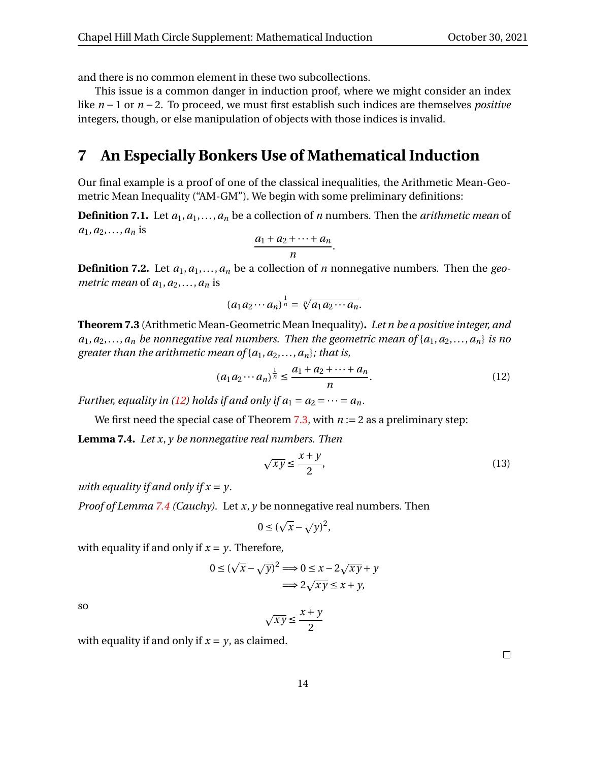and there is no common element in these two subcollections.

This issue is a common danger in induction proof, where we might consider an index like $n-1$ or $n-2$. To proceed, we must first establish such indices are themselves *positive* integers, though, or else manipulation of objects with those indices is invalid.

# 7 An Especially Bonkers Use of Mathematical Induction

Our final example is a proof of one of the classical inequalities, the Arithmetic Mean-Geometric Mean Inequality ("AM-GM"). We begin with some preliminary definitions:

**Definition 7.1.** Let $a_1, a_1, \ldots, a_n$ be a collection of $n$ numbers. Then the *arithmetic mean* of $a_1, a_2, \ldots, a_n$ is

$$\frac{a_1 + a_2 + \cdots + a_n}{n}.$$

**Definition 7.2.** Let $a_1, a_1, \ldots, a_n$ be a collection of $n$ nonnegative numbers. Then the *geometric mean* of $a_1, a_2, \ldots, a_n$ is

$$(a_1 a_2 \cdots a_n)^{\frac{1}{n}} = \sqrt[n]{a_1 a_2 \cdots a_n}.$$

**Theorem 7.3** (Arithmetic Mean-Geometric Mean Inequality)**.** *Let $n$ be a positive integer, and $a_1, a_2, \ldots, a_n$ be nonnegative real numbers. Then the geometric mean of $\{a_1, a_2, \ldots, a_n\}$ is no greater than the arithmetic mean of $\{a_1, a_2, \ldots, a_n\}$; that is,*

$$(a_1 a_2 \cdots a_n)^{\frac{1}{n}} \le \frac{a_1 + a_2 + \cdots + a_n}{n}. \tag{12}$$

*Further, equality in (12) holds if and only if $a_1 = a_2 = \cdots = a_n$.*

We first need the special case of Theorem 7.3, with $n := 2$ as a preliminary step:

**Lemma 7.4.** *Let $x, y$ be nonnegative real numbers. Then*

$$\sqrt{xy} \le \frac{x+y}{2}, \tag{13}$$

*with equality if and only if $x = y$.*

*Proof of Lemma 7.4 (Cauchy).* Let $x, y$ be nonnegative real numbers. Then

$$0 \le (\sqrt{x} - \sqrt{y})^2,$$

with equality if and only if $x = y$. Therefore,

$$\begin{aligned} 0 \le (\sqrt{x} - \sqrt{y})^2 &\implies 0 \le x - 2\sqrt{xy} + y \\ &\implies 2\sqrt{xy} \le x + y, \end{aligned}$$

so

$$\sqrt{xy} \le \frac{x+y}{2}$$

with equality if and only if $x = y$, as claimed.

□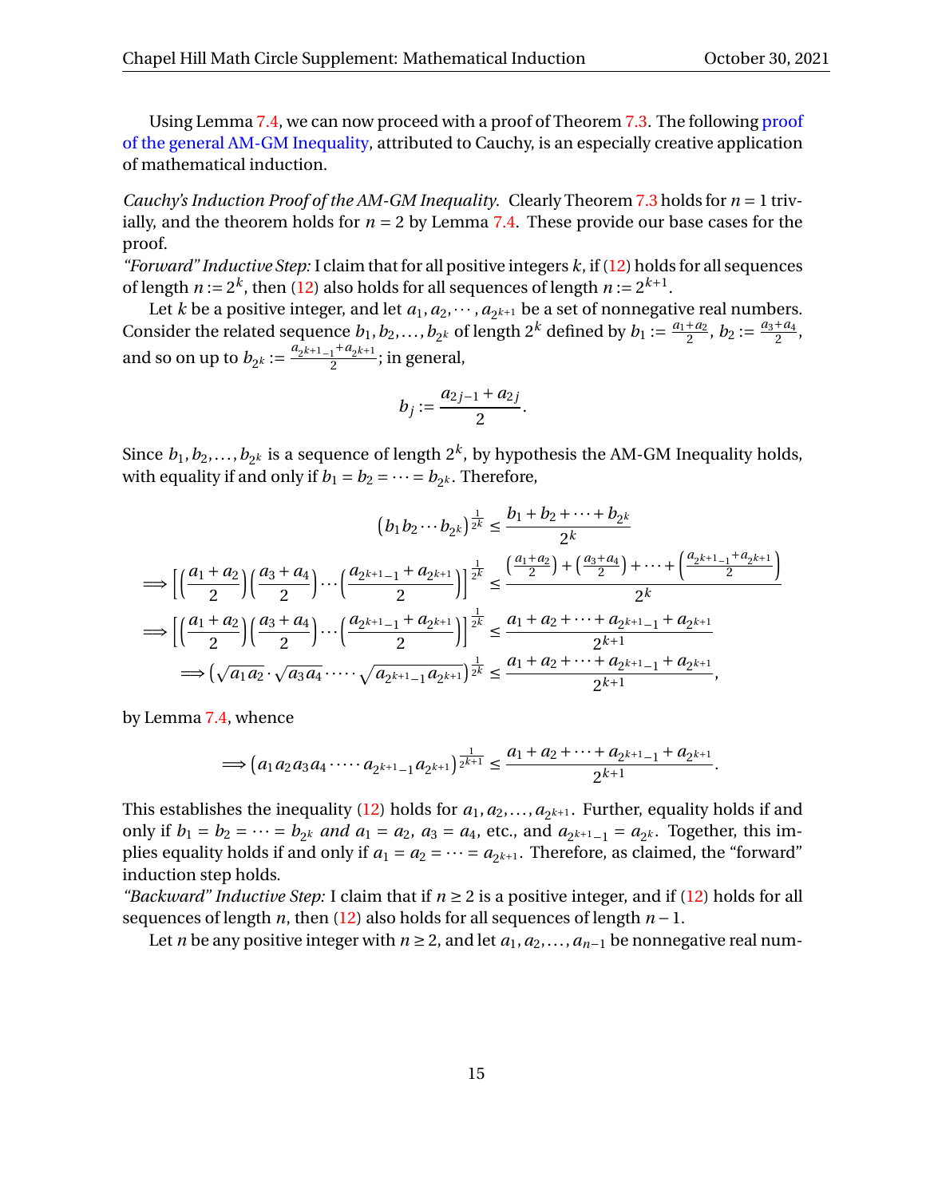Using Lemma 7.4, we can now proceed with a proof of Theorem 7.3. The following proof of the general AM-GM Inequality, attributed to Cauchy, is an especially creative application of mathematical induction.

*Cauchy's Induction Proof of the AM-GM Inequality.* Clearly Theorem 7.3 holds for $n = 1$ trivially, and the theorem holds for $n = 2$ by Lemma 7.4. These provide our base cases for the proof.

*"Forward" Inductive Step:* I claim that for all positive integers $k$, if (12) holds for all sequences of length $n := 2^k$, then (12) also holds for all sequences of length $n := 2^{k+1}$.

Let $k$ be a positive integer, and let $a_1, a_2, \cdots, a_{2^{k+1}}$ be a set of nonnegative real numbers. Consider the related sequence $b_1, b_2, \ldots, b_{2^k}$ of length $2^k$ defined by $b_1 := \frac{a_1+a_2}{2}$, $b_2 := \frac{a_3+a_4}{2}$, and so on up to $b_{2^k} := \frac{a_{2^{k+1}-1}+a_{2^{k+1}}}{2}$; in general,

$$b_j := \frac{a_{2j-1} + a_{2j}}{2}.$$

Since $b_1, b_2, \ldots, b_{2^k}$ is a sequence of length $2^k$, by hypothesis the AM-GM Inequality holds, with equality if and only if $b_1 = b_2 = \cdots = b_{2^k}$. Therefore,

$$
\begin{aligned}
\left(b_1 b_2 \cdots b_{2^k}\right)^{\frac{1}{2^k}} &\le \frac{b_1 + b_2 + \cdots + b_{2^k}}{2^k} \\
\implies \left[\left(\frac{a_1+a_2}{2}\right)\left(\frac{a_3+a_4}{2}\right)\cdots\left(\frac{a_{2^{k+1}-1}+a_{2^{k+1}}}{2}\right)\right]^{\frac{1}{2^k}} &\le \frac{\left(\frac{a_1+a_2}{2}\right) + \left(\frac{a_3+a_4}{2}\right) + \cdots + \left(\frac{a_{2^{k+1}-1}+a_{2^{k+1}}}{2}\right)}{2^k} \\
\implies \left[\left(\frac{a_1+a_2}{2}\right)\left(\frac{a_3+a_4}{2}\right)\cdots\left(\frac{a_{2^{k+1}-1}+a_{2^{k+1}}}{2}\right)\right]^{\frac{1}{2^k}} &\le \frac{a_1 + a_2 + \cdots + a_{2^{k+1}-1} + a_{2^{k+1}}}{2^{k+1}} \\
\implies \left(\sqrt{a_1 a_2} \cdot \sqrt{a_3 a_4} \cdot \cdots \cdot \sqrt{a_{2^{k+1}-1} a_{2^{k+1}}}\right)^{\frac{1}{2^k}} &\le \frac{a_1 + a_2 + \cdots + a_{2^{k+1}-1} + a_{2^{k+1}}}{2^{k+1}},
\end{aligned}
$$

by Lemma 7.4, whence

$$\implies \left(a_1 a_2 a_3 a_4 \cdot \cdots \cdot a_{2^{k+1}-1} a_{2^{k+1}}\right)^{\frac{1}{2^{k+1}}} \le \frac{a_1 + a_2 + \cdots + a_{2^{k+1}-1} + a_{2^{k+1}}}{2^{k+1}}.$$

This establishes the inequality (12) holds for $a_1, a_2, \ldots, a_{2^{k+1}}$. Further, equality holds if and only if $b_1 = b_2 = \cdots = b_{2^k}$ *and* $a_1 = a_2$, $a_3 = a_4$, etc., and $a_{2^{k+1}-1} = a_{2^k}$. Together, this implies equality holds if and only if $a_1 = a_2 = \cdots = a_{2^{k+1}}$. Therefore, as claimed, the "forward" induction step holds.

*"Backward" Inductive Step:* I claim that if $n \ge 2$ is a positive integer, and if (12) holds for all sequences of length $n$, then (12) also holds for all sequences of length $n-1$.

Let $n$ be any positive integer with $n \ge 2$, and let $a_1, a_2, \ldots, a_{n-1}$ be nonnegative real num-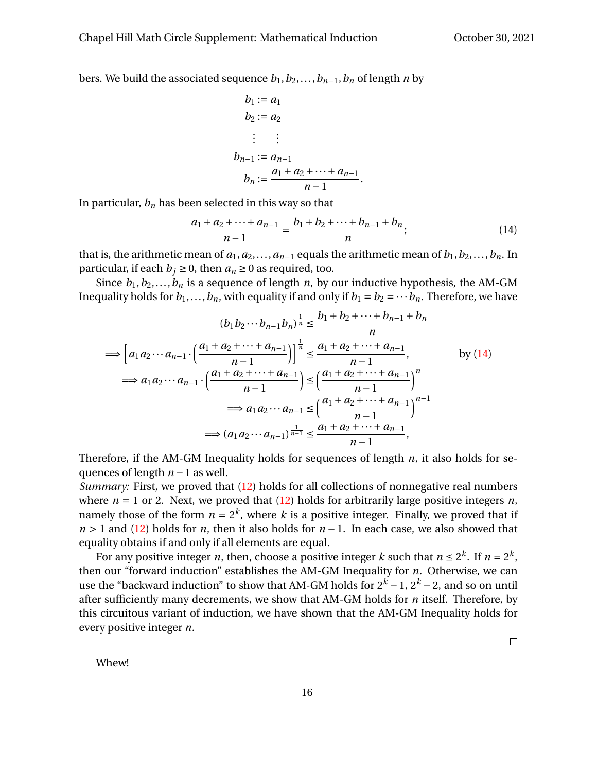bers. We build the associated sequence $b_1, b_2, \ldots, b_{n-1}, b_n$ of length $n$ by

$$
\begin{aligned}
b_1 &:= a_1 \\
b_2 &:= a_2 \\
&\vdots \quad \vdots \\
b_{n-1} &:= a_{n-1} \\
b_n &:= \frac{a_1 + a_2 + \cdots + a_{n-1}}{n-1}.
\end{aligned}
$$

In particular, $b_n$ has been selected in this way so that

$$
\frac{a_1 + a_2 + \cdots + a_{n-1}}{n-1} = \frac{b_1 + b_2 + \cdots + b_{n-1} + b_n}{n}; \tag{14}
$$

that is, the arithmetic mean of $a_1, a_2, \ldots, a_{n-1}$ equals the arithmetic mean of $b_1, b_2, \ldots, b_n$. In particular, if each $b_j \geq 0$, then $a_n \geq 0$ as required, too.

Since $b_1, b_2, \ldots, b_n$ is a sequence of length $n$, by our inductive hypothesis, the AM-GM Inequality holds for $b_1, \ldots, b_n$, with equality if and only if $b_1 = b_2 = \cdots b_n$. Therefore, we have

$$
\begin{aligned}
(b_1 b_2 \cdots b_{n-1} b_n)^{\frac{1}{n}} &\leq \frac{b_1 + b_2 + \cdots + b_{n-1} + b_n}{n} \\
\Longrightarrow \left[ a_1 a_2 \cdots a_{n-1} \cdot \left( \frac{a_1 + a_2 + \cdots + a_{n-1}}{n-1} \right) \right]^{\frac{1}{n}} &\leq \frac{a_1 + a_2 + \cdots + a_{n-1}}{n-1}, \qquad \text{by (14)} \\
\Longrightarrow a_1 a_2 \cdots a_{n-1} \cdot \left( \frac{a_1 + a_2 + \cdots + a_{n-1}}{n-1} \right) &\leq \left( \frac{a_1 + a_2 + \cdots + a_{n-1}}{n-1} \right)^n \\
\Longrightarrow a_1 a_2 \cdots a_{n-1} &\leq \left( \frac{a_1 + a_2 + \cdots + a_{n-1}}{n-1} \right)^{n-1} \\
\Longrightarrow (a_1 a_2 \cdots a_{n-1})^{\frac{1}{n-1}} &\leq \frac{a_1 + a_2 + \cdots + a_{n-1}}{n-1},
\end{aligned}
$$

Therefore, if the AM-GM Inequality holds for sequences of length $n$, it also holds for sequences of length $n-1$ as well.

*Summary:* First, we proved that (12) holds for all collections of nonnegative real numbers where $n = 1$ or 2. Next, we proved that (12) holds for arbitrarily large positive integers $n$, namely those of the form $n = 2^k$, where $k$ is a positive integer. Finally, we proved that if $n > 1$ and (12) holds for $n$, then it also holds for $n-1$. In each case, we also showed that equality obtains if and only if all elements are equal.

For any positive integer $n$, then, choose a positive integer $k$ such that $n \leq 2^k$. If $n = 2^k$, then our "forward induction" establishes the AM-GM Inequality for $n$. Otherwise, we can use the "backward induction" to show that AM-GM holds for $2^k - 1$, $2^k - 2$, and so on until after sufficiently many decrements, we show that AM-GM holds for $n$ itself. Therefore, by this circuitous variant of induction, we have shown that the AM-GM Inequality holds for every positive integer $n$.

□

Whew!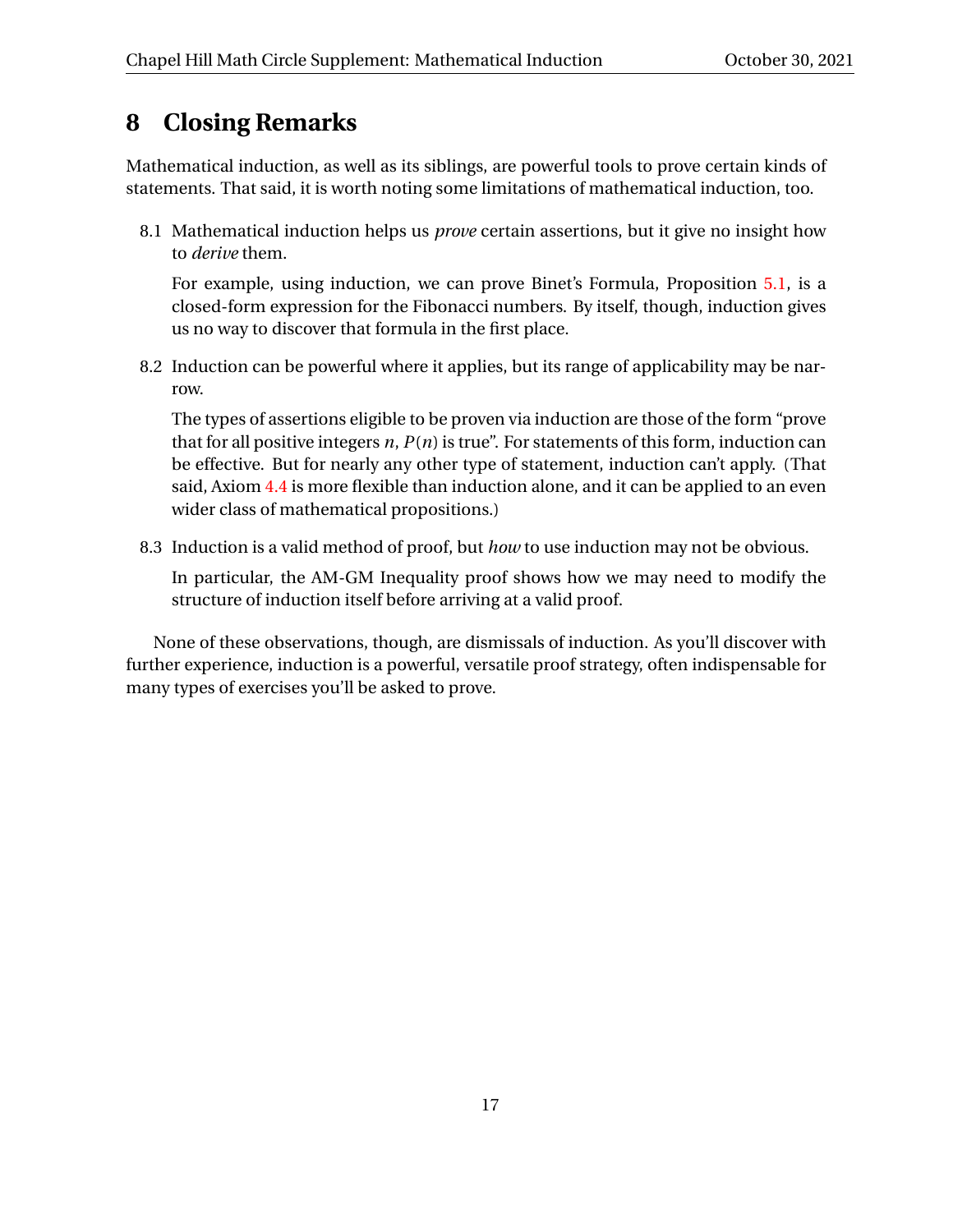# 8 Closing Remarks

Mathematical induction, as well as its siblings, are powerful tools to prove certain kinds of statements. That said, it is worth noting some limitations of mathematical induction, too.

8.1 Mathematical induction helps us *prove* certain assertions, but it give no insight how to *derive* them.

For example, using induction, we can prove Binet's Formula, Proposition 5.1, is a closed-form expression for the Fibonacci numbers. By itself, though, induction gives us no way to discover that formula in the first place.

8.2 Induction can be powerful where it applies, but its range of applicability may be narrow.

The types of assertions eligible to be proven via induction are those of the form "prove that for all positive integers $n$, $P(n)$ is true". For statements of this form, induction can be effective. But for nearly any other type of statement, induction can't apply. (That said, Axiom 4.4 is more flexible than induction alone, and it can be applied to an even wider class of mathematical propositions.)

8.3 Induction is a valid method of proof, but *how* to use induction may not be obvious.

In particular, the AM-GM Inequality proof shows how we may need to modify the structure of induction itself before arriving at a valid proof.

None of these observations, though, are dismissals of induction. As you'll discover with further experience, induction is a powerful, versatile proof strategy, often indispensable for many types of exercises you'll be asked to prove.